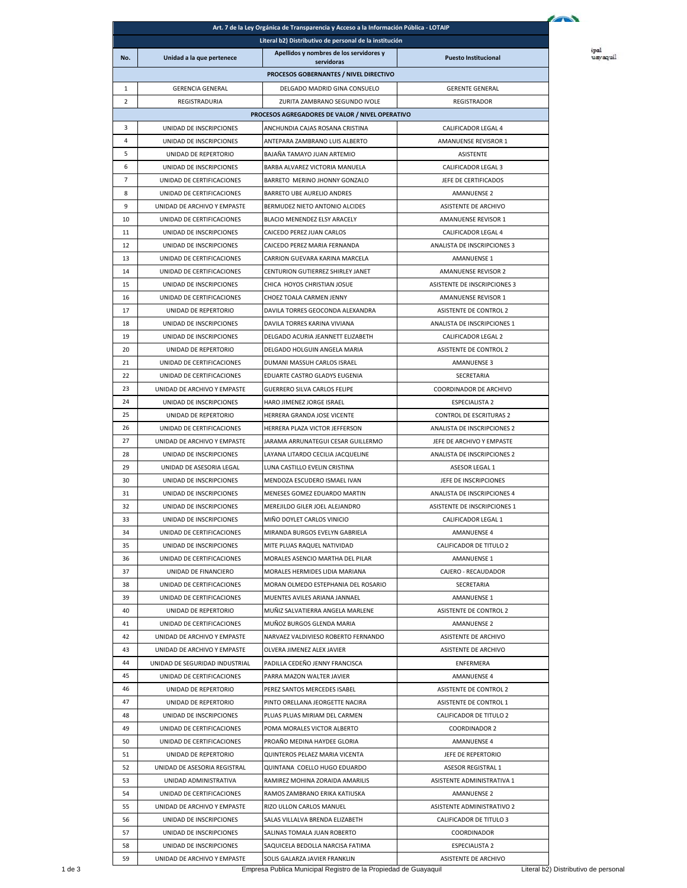| Art. 7 de la Ley Orgánica de Transparencia y Acceso a la Información Pública - LOTAIP | | | |
|---|---|---|---|
| Literal b2) Distributivo de personal de la institución | | | |
| **No.** | **Unidad a la que pertenece** | **Apellidos y nombres de los servidores y servidoras** | **Puesto Institucional** |
| **PROCESOS GOBERNANTES / NIVEL DIRECTIVO** | | | |
| 1 | GERENCIA GENERAL | DELGADO MADRID GINA CONSUELO | GERENTE GENERAL |
| 2 | REGISTRADURIA | ZURITA ZAMBRANO SEGUNDO IVOLE | REGISTRADOR |
| **PROCESOS AGREGADORES DE VALOR / NIVEL OPERATIVO** | | | |
| 3 | UNIDAD DE INSCRIPCIONES | ANCHUNDIA CAJAS ROSANA CRISTINA | CALIFICADOR LEGAL 4 |
| 4 | UNIDAD DE INSCRIPCIONES | ANTEPARA ZAMBRANO LUIS ALBERTO | AMANUENSE REVISROR 1 |
| 5 | UNIDAD DE REPERTORIO | BAJAÑA TAMAYO JUAN ARTEMIO | ASISTENTE |
| 6 | UNIDAD DE INSCRIPCIONES | BARBA ALVAREZ VICTORIA MANUELA | CALIFICADOR LEGAL 3 |
| 7 | UNIDAD DE CERTIFICACIONES | BARRETO MERINO JHONNY GONZALO | JEFE DE CERTIFICADOS |
| 8 | UNIDAD DE CERTIFICACIONES | BARRETO UBE AURELIO ANDRES | AMANUENSE 2 |
| 9 | UNIDAD DE ARCHIVO Y EMPASTE | BERMUDEZ NIETO ANTONIO ALCIDES | ASISTENTE DE ARCHIVO |
| 10 | UNIDAD DE CERTIFICACIONES | BLACIO MENENDEZ ELSY ARACELY | AMANUENSE REVISOR 1 |
| 11 | UNIDAD DE INSCRIPCIONES | CAICEDO PEREZ JUAN CARLOS | CALIFICADOR LEGAL 4 |
| 12 | UNIDAD DE INSCRIPCIONES | CAICEDO PEREZ MARIA FERNANDA | ANALISTA DE INSCRIPCIONES 3 |
| 13 | UNIDAD DE CERTIFICACIONES | CARRION GUEVARA KARINA MARCELA | AMANUENSE 1 |
| 14 | UNIDAD DE CERTIFICACIONES | CENTURION GUTIERREZ SHIRLEY JANET | AMANUENSE REVISOR 2 |
| 15 | UNIDAD DE INSCRIPCIONES | CHICA HOYOS CHRISTIAN JOSUE | ASISTENTE DE INSCRIPCIONES 3 |
| 16 | UNIDAD DE CERTIFICACIONES | CHOEZ TOALA CARMEN JENNY | AMANUENSE REVISOR 1 |
| 17 | UNIDAD DE REPERTORIO | DAVILA TORRES GEOCONDA ALEXANDRA | ASISTENTE DE CONTROL 2 |
| 18 | UNIDAD DE INSCRIPCIONES | DAVILA TORRES KARINA VIVIANA | ANALISTA DE INSCRIPCIONES 1 |
| 19 | UNIDAD DE INSCRIPCIONES | DELGADO ACURIA JEANNETT ELIZABETH | CALIFICADOR LEGAL 2 |
| 20 | UNIDAD DE REPERTORIO | DELGADO HOLGUIN ANGELA MARIA | ASISTENTE DE CONTROL 2 |
| 21 | UNIDAD DE CERTIFICACIONES | DUMANI MASSUH CARLOS ISRAEL | AMANUENSE 3 |
| 22 | UNIDAD DE CERTIFICACIONES | EDUARTE CASTRO GLADYS EUGENIA | SECRETARIA |
| 23 | UNIDAD DE ARCHIVO Y EMPASTE | GUERRERO SILVA CARLOS FELIPE | COORDINADOR DE ARCHIVO |
| 24 | UNIDAD DE INSCRIPCIONES | HARO JIMENEZ JORGE ISRAEL | ESPECIALISTA 2 |
| 25 | UNIDAD DE REPERTORIO | HERRERA GRANDA JOSE VICENTE | CONTROL DE ESCRITURAS 2 |
| 26 | UNIDAD DE CERTIFICACIONES | HERRERA PLAZA VICTOR JEFFERSON | ANALISTA DE INSCRIPCIONES 2 |
| 27 | UNIDAD DE ARCHIVO Y EMPASTE | JARAMA ARRUNATEGUI CESAR GUILLERMO | JEFE DE ARCHIVO Y EMPASTE |
| 28 | UNIDAD DE INSCRIPCIONES | LAYANA LITARDO CECILIA JACQUELINE | ANALISTA DE INSCRIPCIONES 2 |
| 29 | UNIDAD DE ASESORIA LEGAL | LUNA CASTILLO EVELIN CRISTINA | ASESOR LEGAL 1 |
| 30 | UNIDAD DE INSCRIPCIONES | MENDOZA ESCUDERO ISMAEL IVAN | JEFE DE INSCRIPCIONES |
| 31 | UNIDAD DE INSCRIPCIONES | MENESES GOMEZ EDUARDO MARTIN | ANALISTA DE INSCRIPCIONES 4 |
| 32 | UNIDAD DE INSCRIPCIONES | MEREJILDO GILER JOEL ALEJANDRO | ASISTENTE DE INSCRIPCIONES 1 |
| 33 | UNIDAD DE INSCRIPCIONES | MIÑO DOYLET CARLOS VINICIO | CALIFICADOR LEGAL 1 |
| 34 | UNIDAD DE CERTIFICACIONES | MIRANDA BURGOS EVELYN GABRIELA | AMANUENSE 4 |
| 35 | UNIDAD DE INSCRIPCIONES | MITE PLUAS RAQUEL NATIVIDAD | CALIFICADOR DE TITULO 2 |
| 36 | UNIDAD DE CERTIFICACIONES | MORALES ASENCIO MARTHA DEL PILAR | AMANUENSE 1 |
| 37 | UNIDAD DE FINANCIERO | MORALES HERMIDES LIDIA MARIANA | CAJERO - RECAUDADOR |
| 38 | UNIDAD DE CERTIFICACIONES | MORAN OLMEDO ESTEPHANIA DEL ROSARIO | SECRETARIA |
| 39 | UNIDAD DE CERTIFICACIONES | MUENTES AVILES ARIANA JANNAEL | AMANUENSE 1 |
| 40 | UNIDAD DE REPERTORIO | MUÑIZ SALVATIERRA ANGELA MARLENE | ASISTENTE DE CONTROL 2 |
| 41 | UNIDAD DE CERTIFICACIONES | MUÑOZ BURGOS GLENDA MARIA | AMANUENSE 2 |
| 42 | UNIDAD DE ARCHIVO Y EMPASTE | NARVAEZ VALDIVIESO ROBERTO FERNANDO | ASISTENTE DE ARCHIVO |
| 43 | UNIDAD DE ARCHIVO Y EMPASTE | OLVERA JIMENEZ ALEX JAVIER | ASISTENTE DE ARCHIVO |
| 44 | UNIDAD DE SEGURIDAD INDUSTRIAL | PADILLA CEDEÑO JENNY FRANCISCA | ENFERMERA |
| 45 | UNIDAD DE CERTIFICACIONES | PARRA MAZON WALTER JAVIER | AMANUENSE 4 |
| 46 | UNIDAD DE REPERTORIO | PEREZ SANTOS MERCEDES ISABEL | ASISTENTE DE CONTROL 2 |
| 47 | UNIDAD DE REPERTORIO | PINTO ORELLANA JEORGETTE NACIRA | ASISTENTE DE CONTROL 1 |
| 48 | UNIDAD DE INSCRIPCIONES | PLUAS PLUAS MIRIAM DEL CARMEN | CALIFICADOR DE TITULO 2 |
| 49 | UNIDAD DE CERTIFICACIONES | POMA MORALES VICTOR ALBERTO | COORDINADOR 2 |
| 50 | UNIDAD DE CERTIFICACIONES | PROAÑO MEDINA HAYDEE GLORIA | AMANUENSE 4 |
| 51 | UNIDAD DE REPERTORIO | QUINTEROS PELAEZ MARIA VICENTA | JEFE DE REPERTORIO |
| 52 | UNIDAD DE ASESORIA REGISTRAL | QUINTANA COELLO HUGO EDUARDO | ASESOR REGISTRAL 1 |
| 53 | UNIDAD ADMINISTRATIVA | RAMIREZ MOHINA ZORAIDA AMARILIS | ASISTENTE ADMINISTRATIVA 1 |
| 54 | UNIDAD DE CERTIFICACIONES | RAMOS ZAMBRANO ERIKA KATIUSKA | AMANUENSE 2 |
| 55 | UNIDAD DE ARCHIVO Y EMPASTE | RIZO ULLON CARLOS MANUEL | ASISTENTE ADMINISTRATIVO 2 |
| 56 | UNIDAD DE INSCRIPCIONES | SALAS VILLALVA BRENDA ELIZABETH | CALIFICADOR DE TITULO 3 |
| 57 | UNIDAD DE INSCRIPCIONES | SALINAS TOMALA JUAN ROBERTO | COORDINADOR |
| 58 | UNIDAD DE INSCRIPCIONES | SAQUICELA BEDOLLA NARCISA FATIMA | ESPECIALISTA 2 |
| 59 | UNIDAD DE ARCHIVO Y EMPASTE | SOLIS GALARZA JAVIER FRANKLIN | ASISTENTE DE ARCHIVO |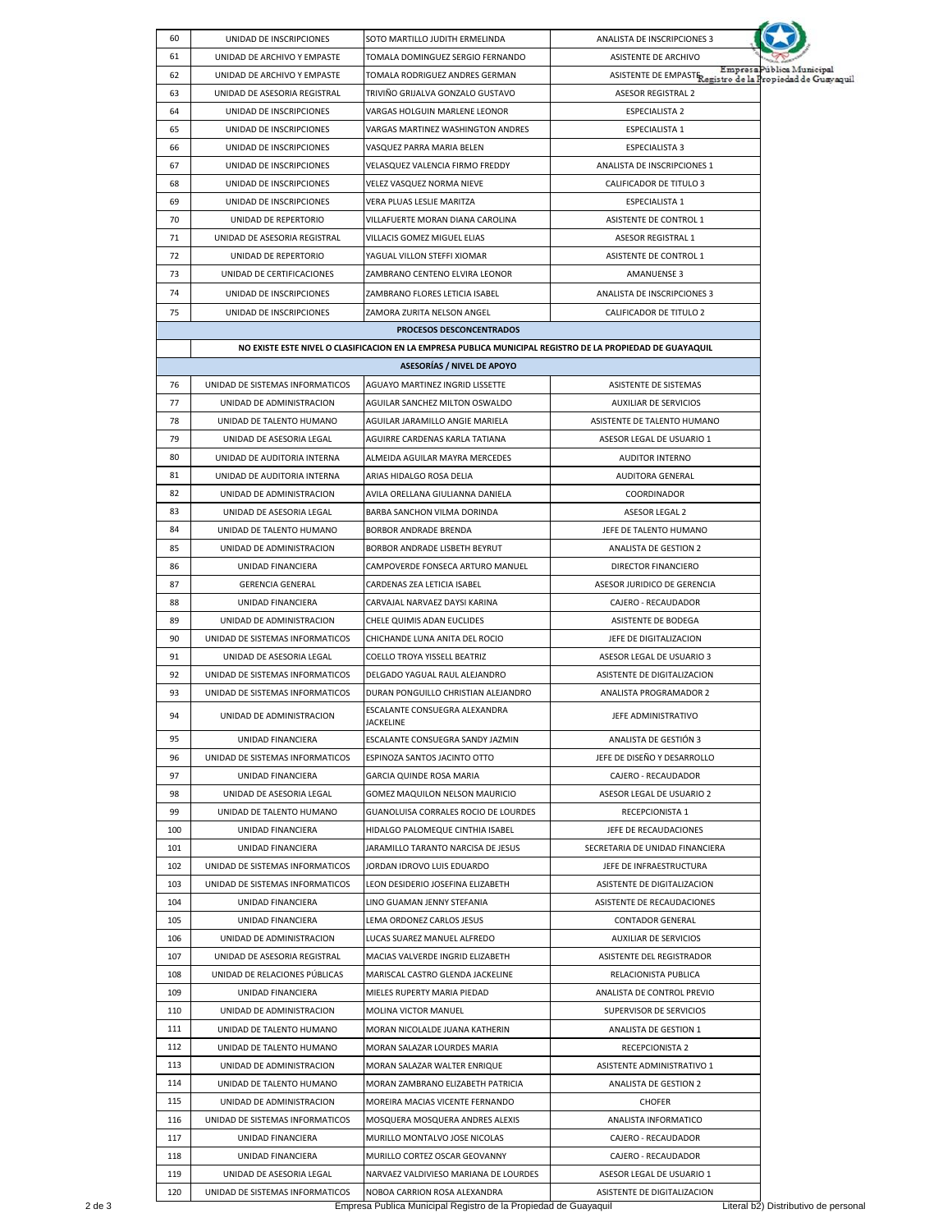| | | | |
|---|---|---|---|
| 60 | UNIDAD DE INSCRIPCIONES | SOTO MARTILLO JUDITH ERMELINDA | ANALISTA DE INSCRIPCIONES 3 |
| 61 | UNIDAD DE ARCHIVO Y EMPASTE | TOMALA DOMINGUEZ SERGIO FERNANDO | ASISTENTE DE ARCHIVO |
| 62 | UNIDAD DE ARCHIVO Y EMPASTE | TOMALA RODRIGUEZ ANDRES GERMAN | ASISTENTE DE EMPASTE |
| 63 | UNIDAD DE ASESORIA REGISTRAL | TRIVIÑO GRIJALVA GONZALO GUSTAVO | ASESOR REGISTRAL 2 |
| 64 | UNIDAD DE INSCRIPCIONES | VARGAS HOLGUIN MARLENE LEONOR | ESPECIALISTA 2 |
| 65 | UNIDAD DE INSCRIPCIONES | VARGAS MARTINEZ WASHINGTON ANDRES | ESPECIALISTA 1 |
| 66 | UNIDAD DE INSCRIPCIONES | VASQUEZ PARRA MARIA BELEN | ESPECIALISTA 3 |
| 67 | UNIDAD DE INSCRIPCIONES | VELASQUEZ VALENCIA FIRMO FREDDY | ANALISTA DE INSCRIPCIONES 1 |
| 68 | UNIDAD DE INSCRIPCIONES | VELEZ VASQUEZ NORMA NIEVE | CALIFICADOR DE TITULO 3 |
| 69 | UNIDAD DE INSCRIPCIONES | VERA PLUAS LESLIE MARITZA | ESPECIALISTA 1 |
| 70 | UNIDAD DE REPERTORIO | VILLAFUERTE MORAN DIANA CAROLINA | ASISTENTE DE CONTROL 1 |
| 71 | UNIDAD DE ASESORIA REGISTRAL | VILLACIS GOMEZ MIGUEL ELIAS | ASESOR REGISTRAL 1 |
| 72 | UNIDAD DE REPERTORIO | YAGUAL VILLON STEFFI XIOMAR | ASISTENTE DE CONTROL 1 |
| 73 | UNIDAD DE CERTIFICACIONES | ZAMBRANO CENTENO ELVIRA LEONOR | AMANUENSE 3 |
| 74 | UNIDAD DE INSCRIPCIONES | ZAMBRANO FLORES LETICIA ISABEL | ANALISTA DE INSCRIPCIONES 3 |
| 75 | UNIDAD DE INSCRIPCIONES | ZAMORA ZURITA NELSON ANGEL | CALIFICADOR DE TITULO 2 |
| | | **PROCESOS DESCONCENTRADOS** | |
| | **NO EXISTE ESTE NIVEL O CLASIFICACION EN LA EMPRESA PUBLICA MUNICIPAL REGISTRO DE LA PROPIEDAD DE GUAYAQUIL** | | |
| | | **ASESORÍAS / NIVEL DE APOYO** | |
| 76 | UNIDAD DE SISTEMAS INFORMATICOS | AGUAYO MARTINEZ INGRID LISSETTE | ASISTENTE DE SISTEMAS |
| 77 | UNIDAD DE ADMINISTRACION | AGUILAR SANCHEZ MILTON OSWALDO | AUXILIAR DE SERVICIOS |
| 78 | UNIDAD DE TALENTO HUMANO | AGUILAR JARAMILLO ANGIE MARIELA | ASISTENTE DE TALENTO HUMANO |
| 79 | UNIDAD DE ASESORIA LEGAL | AGUIRRE CARDENAS KARLA TATIANA | ASESOR LEGAL DE USUARIO 1 |
| 80 | UNIDAD DE AUDITORIA INTERNA | ALMEIDA AGUILAR MAYRA MERCEDES | AUDITOR INTERNO |
| 81 | UNIDAD DE AUDITORIA INTERNA | ARIAS HIDALGO ROSA DELIA | AUDITORA GENERAL |
| 82 | UNIDAD DE ADMINISTRACION | AVILA ORELLANA GIULIANNA DANIELA | COORDINADOR |
| 83 | UNIDAD DE ASESORIA LEGAL | BARBA SANCHON VILMA DORINDA | ASESOR LEGAL 2 |
| 84 | UNIDAD DE TALENTO HUMANO | BORBOR ANDRADE BRENDA | JEFE DE TALENTO HUMANO |
| 85 | UNIDAD DE ADMINISTRACION | BORBOR ANDRADE LISBETH BEYRUT | ANALISTA DE GESTION 2 |
| 86 | UNIDAD FINANCIERA | CAMPOVERDE FONSECA ARTURO MANUEL | DIRECTOR FINANCIERO |
| 87 | GERENCIA GENERAL | CARDENAS ZEA LETICIA ISABEL | ASESOR JURIDICO DE GERENCIA |
| 88 | UNIDAD FINANCIERA | CARVAJAL NARVAEZ DAYSI KARINA | CAJERO - RECAUDADOR |
| 89 | UNIDAD DE ADMINISTRACION | CHELE QUIMIS ADAN EUCLIDES | ASISTENTE DE BODEGA |
| 90 | UNIDAD DE SISTEMAS INFORMATICOS | CHICHANDE LUNA ANITA DEL ROCIO | JEFE DE DIGITALIZACION |
| 91 | UNIDAD DE ASESORIA LEGAL | COELLO TROYA YISSELL BEATRIZ | ASESOR LEGAL DE USUARIO 3 |
| 92 | UNIDAD DE SISTEMAS INFORMATICOS | DELGADO YAGUAL RAUL ALEJANDRO | ASISTENTE DE DIGITALIZACION |
| 93 | UNIDAD DE SISTEMAS INFORMATICOS | DURAN PONGUILLO CHRISTIAN ALEJANDRO | ANALISTA PROGRAMADOR 2 |
| 94 | UNIDAD DE ADMINISTRACION | ESCALANTE CONSUEGRA ALEXANDRA JACKELINE | JEFE ADMINISTRATIVO |
| 95 | UNIDAD FINANCIERA | ESCALANTE CONSUEGRA SANDY JAZMIN | ANALISTA DE GESTIÓN 3 |
| 96 | UNIDAD DE SISTEMAS INFORMATICOS | ESPINOZA SANTOS JACINTO OTTO | JEFE DE DISEÑO Y DESARROLLO |
| 97 | UNIDAD FINANCIERA | GARCIA QUINDE ROSA MARIA | CAJERO - RECAUDADOR |
| 98 | UNIDAD DE ASESORIA LEGAL | GOMEZ MAQUILON NELSON MAURICIO | ASESOR LEGAL DE USUARIO 2 |
| 99 | UNIDAD DE TALENTO HUMANO | GUANOLUISA CORRALES ROCIO DE LOURDES | RECEPCIONISTA 1 |
| 100 | UNIDAD FINANCIERA | HIDALGO PALOMEQUE CINTHIA ISABEL | JEFE DE RECAUDACIONES |
| 101 | UNIDAD FINANCIERA | JARAMILLO TARANTO NARCISA DE JESUS | SECRETARIA DE UNIDAD FINANCIERA |
| 102 | UNIDAD DE SISTEMAS INFORMATICOS | JORDAN IDROVO LUIS EDUARDO | JEFE DE INFRAESTRUCTURA |
| 103 | UNIDAD DE SISTEMAS INFORMATICOS | LEON DESIDERIO JOSEFINA ELIZABETH | ASISTENTE DE DIGITALIZACION |
| 104 | UNIDAD FINANCIERA | LINO GUAMAN JENNY STEFANIA | ASISTENTE DE RECAUDACIONES |
| 105 | UNIDAD FINANCIERA | LEMA ORDONEZ CARLOS JESUS | CONTADOR GENERAL |
| 106 | UNIDAD DE ADMINISTRACION | LUCAS SUAREZ MANUEL ALFREDO | AUXILIAR DE SERVICIOS |
| 107 | UNIDAD DE ASESORIA REGISTRAL | MACIAS VALVERDE INGRID ELIZABETH | ASISTENTE DEL REGISTRADOR |
| 108 | UNIDAD DE RELACIONES PÚBLICAS | MARISCAL CASTRO GLENDA JACKELINE | RELACIONISTA PUBLICA |
| 109 | UNIDAD FINANCIERA | MIELES RUPERTY MARIA PIEDAD | ANALISTA DE CONTROL PREVIO |
| 110 | UNIDAD DE ADMINISTRACION | MOLINA VICTOR MANUEL | SUPERVISOR DE SERVICIOS |
| 111 | UNIDAD DE TALENTO HUMANO | MORAN NICOLALDE JUANA KATHERIN | ANALISTA DE GESTION 1 |
| 112 | UNIDAD DE TALENTO HUMANO | MORAN SALAZAR LOURDES MARIA | RECEPCIONISTA 2 |
| 113 | UNIDAD DE ADMINISTRACION | MORAN SALAZAR WALTER ENRIQUE | ASISTENTE ADMINISTRATIVO 1 |
| 114 | UNIDAD DE TALENTO HUMANO | MORAN ZAMBRANO ELIZABETH PATRICIA | ANALISTA DE GESTION 2 |
| 115 | UNIDAD DE ADMINISTRACION | MOREIRA MACIAS VICENTE FERNANDO | CHOFER |
| 116 | UNIDAD DE SISTEMAS INFORMATICOS | MOSQUERA MOSQUERA ANDRES ALEXIS | ANALISTA INFORMATICO |
| 117 | UNIDAD FINANCIERA | MURILLO MONTALVO JOSE NICOLAS | CAJERO - RECAUDADOR |
| 118 | UNIDAD FINANCIERA | MURILLO CORTEZ OSCAR GEOVANNY | CAJERO - RECAUDADOR |
| 119 | UNIDAD DE ASESORIA LEGAL | NARVAEZ VALDIVIESO MARIANA DE LOURDES | ASESOR LEGAL DE USUARIO 1 |
| 120 | UNIDAD DE SISTEMAS INFORMATICOS | NOBOA CARRION ROSA ALEXANDRA | ASISTENTE DE DIGITALIZACION |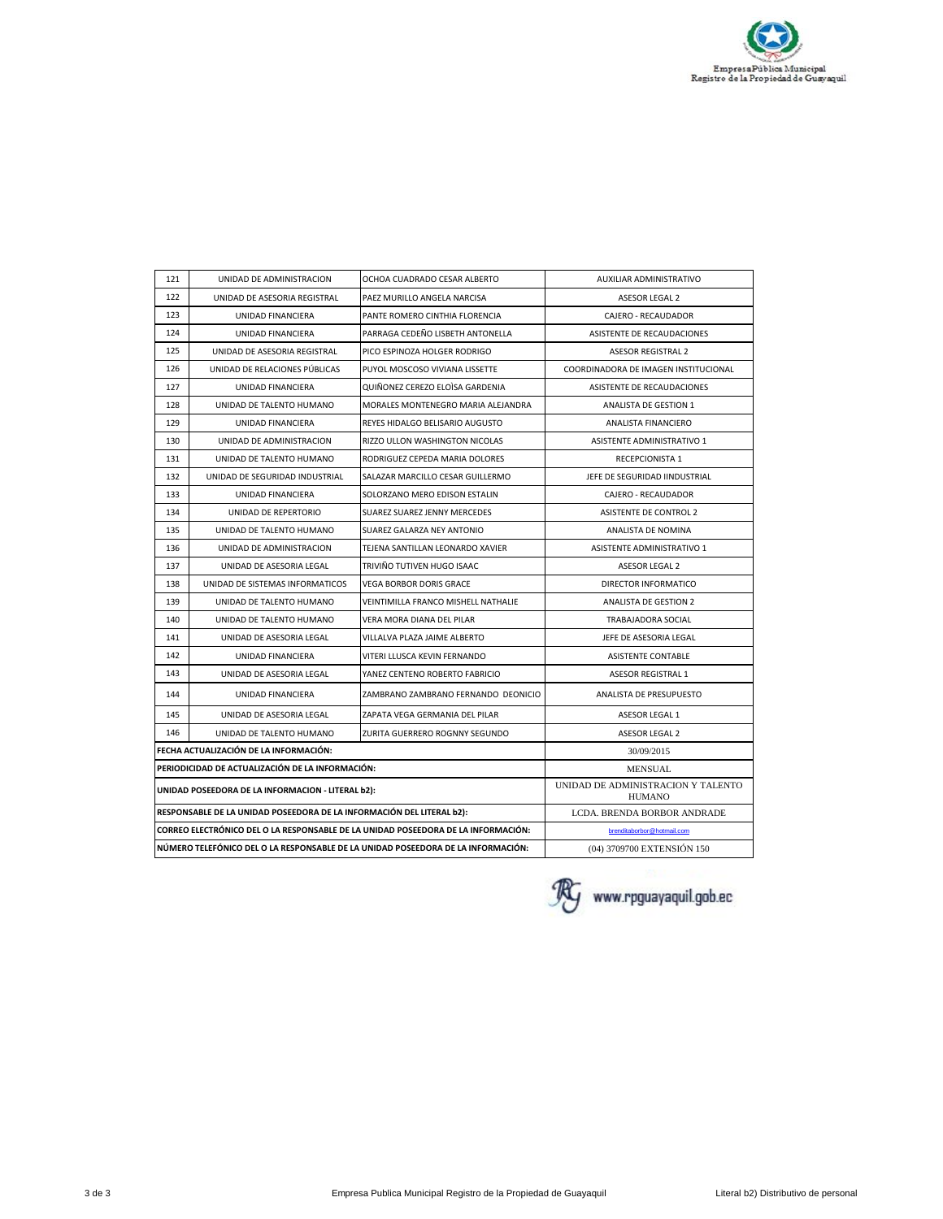| | | | |
|---|---|---|---|
| 121 | UNIDAD DE ADMINISTRACION | OCHOA CUADRADO CESAR ALBERTO | AUXILIAR ADMINISTRATIVO |
| 122 | UNIDAD DE ASESORIA REGISTRAL | PAEZ MURILLO ANGELA NARCISA | ASESOR LEGAL 2 |
| 123 | UNIDAD FINANCIERA | PANTE ROMERO CINTHIA FLORENCIA | CAJERO - RECAUDADOR |
| 124 | UNIDAD FINANCIERA | PARRAGA CEDEÑO LISBETH ANTONELLA | ASISTENTE DE RECAUDACIONES |
| 125 | UNIDAD DE ASESORIA REGISTRAL | PICO ESPINOZA HOLGER RODRIGO | ASESOR REGISTRAL 2 |
| 126 | UNIDAD DE RELACIONES PÚBLICAS | PUYOL MOSCOSO VIVIANA LISSETTE | COORDINADORA DE IMAGEN INSTITUCIONAL |
| 127 | UNIDAD FINANCIERA | QUIÑONEZ CEREZO ELOÌSA GARDENIA | ASISTENTE DE RECAUDACIONES |
| 128 | UNIDAD DE TALENTO HUMANO | MORALES MONTENEGRO MARIA ALEJANDRA | ANALISTA DE GESTION 1 |
| 129 | UNIDAD FINANCIERA | REYES HIDALGO BELISARIO AUGUSTO | ANALISTA FINANCIERO |
| 130 | UNIDAD DE ADMINISTRACION | RIZZO ULLON WASHINGTON NICOLAS | ASISTENTE ADMINISTRATIVO 1 |
| 131 | UNIDAD DE TALENTO HUMANO | RODRIGUEZ CEPEDA MARIA DOLORES | RECEPCIONISTA 1 |
| 132 | UNIDAD DE SEGURIDAD INDUSTRIAL | SALAZAR MARCILLO CESAR GUILLERMO | JEFE DE SEGURIDAD IINDUSTRIAL |
| 133 | UNIDAD FINANCIERA | SOLORZANO MERO EDISON ESTALIN | CAJERO - RECAUDADOR |
| 134 | UNIDAD DE REPERTORIO | SUAREZ SUAREZ JENNY MERCEDES | ASISTENTE DE CONTROL 2 |
| 135 | UNIDAD DE TALENTO HUMANO | SUAREZ GALARZA NEY ANTONIO | ANALISTA DE NOMINA |
| 136 | UNIDAD DE ADMINISTRACION | TEJENA SANTILLAN LEONARDO XAVIER | ASISTENTE ADMINISTRATIVO 1 |
| 137 | UNIDAD DE ASESORIA LEGAL | TRIVIÑO TUTIVEN HUGO ISAAC | ASESOR LEGAL 2 |
| 138 | UNIDAD DE SISTEMAS INFORMATICOS | VEGA BORBOR DORIS GRACE | DIRECTOR INFORMATICO |
| 139 | UNIDAD DE TALENTO HUMANO | VEINTIMILLA FRANCO MISHELL NATHALIE | ANALISTA DE GESTION 2 |
| 140 | UNIDAD DE TALENTO HUMANO | VERA MORA DIANA DEL PILAR | TRABAJADORA SOCIAL |
| 141 | UNIDAD DE ASESORIA LEGAL | VILLALVA PLAZA JAIME ALBERTO | JEFE DE ASESORIA LEGAL |
| 142 | UNIDAD FINANCIERA | VITERI LLUSCA KEVIN FERNANDO | ASISTENTE CONTABLE |
| 143 | UNIDAD DE ASESORIA LEGAL | YANEZ CENTENO ROBERTO FABRICIO | ASESOR REGISTRAL 1 |
| 144 | UNIDAD FINANCIERA | ZAMBRANO ZAMBRANO FERNANDO DEONICIO | ANALISTA DE PRESUPUESTO |
| 145 | UNIDAD DE ASESORIA LEGAL | ZAPATA VEGA GERMANIA DEL PILAR | ASESOR LEGAL 1 |
| 146 | UNIDAD DE TALENTO HUMANO | ZURITA GUERRERO ROGNNY SEGUNDO | ASESOR LEGAL 2 |
| **FECHA ACTUALIZACIÓN DE LA INFORMACIÓN:** | | | 30/09/2015 |
| **PERIODICIDAD DE ACTUALIZACIÓN DE LA INFORMACIÓN:** | | | MENSUAL |
| **UNIDAD POSEEDORA DE LA INFORMACION - LITERAL b2):** | | | UNIDAD DE ADMINISTRACION Y TALENTO HUMANO |
| **RESPONSABLE DE LA UNIDAD POSEEDORA DE LA INFORMACIÓN DEL LITERAL b2):** | | | LCDA. BRENDA BORBOR ANDRADE |
| **CORREO ELECTRÓNICO DEL O LA RESPONSABLE DE LA UNIDAD POSEEDORA DE LA INFORMACIÓN:** | | | brenditaborbor@hotmail.com |
| **NÚMERO TELEFÓNICO DEL O LA RESPONSABLE DE LA UNIDAD POSEEDORA DE LA INFORMACIÓN:** | | | (04) 3709700 EXTENSIÓN 150 |

www.rpguayaquil.gob.ec